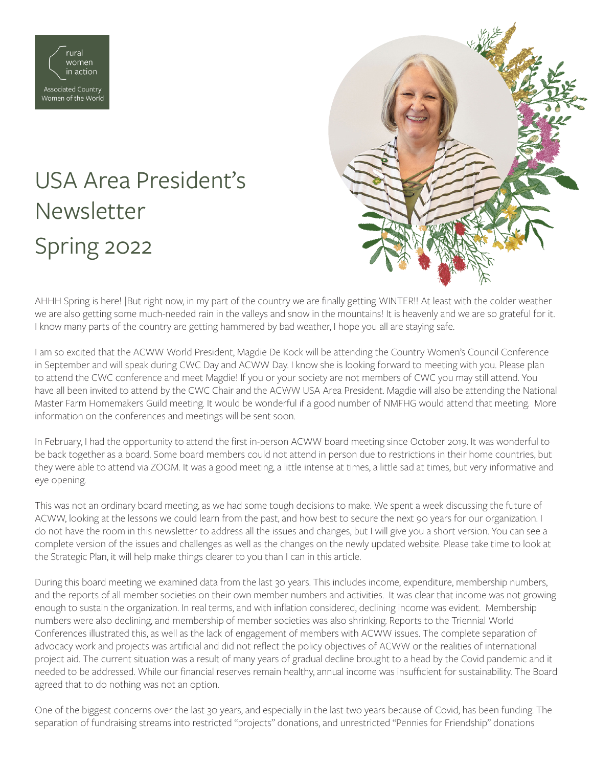rural women in action

Associated Country Women of the World

# USA Area President's Newsletter Spring 2022

AHHH Spring is here! |But right now, in my part of the country we are finally getting WINTER!! At least with the colder weather we are also getting some much-needed rain in the valleys and snow in the mountains! It is heavenly and we are so grateful for it. I know many parts of the country are getting hammered by bad weather, I hope you all are staying safe.

I am so excited that the ACWW World President, Magdie De Kock will be attending the Country Women's Council Conference in September and will speak during CWC Day and ACWW Day. I know she is looking forward to meeting with you. Please plan to attend the CWC conference and meet Magdie! If you or your society are not members of CWC you may still attend. You have all been invited to attend by the CWC Chair and the ACWW USA Area President. Magdie will also be attending the National Master Farm Homemakers Guild meeting. It would be wonderful if a good number of NMFHG would attend that meeting. More information on the conferences and meetings will be sent soon.

In February, I had the opportunity to attend the first in-person ACWW board meeting since October 2019. It was wonderful to be back together as a board. Some board members could not attend in person due to restrictions in their home countries, but they were able to attend via ZOOM. It was a good meeting, a little intense at times, a little sad at times, but very informative and eye opening.

This was not an ordinary board meeting, as we had some tough decisions to make. We spent a week discussing the future of ACWW, looking at the lessons we could learn from the past, and how best to secure the next 90 years for our organization. I do not have the room in this newsletter to address all the issues and changes, but I will give you a short version. You can see a complete version of the issues and challenges as well as the changes on the newly updated website. Please take time to look at the Strategic Plan, it will help make things clearer to you than I can in this article.

During this board meeting we examined data from the last 30 years. This includes income, expenditure, membership numbers, and the reports of all member societies on their own member numbers and activities. It was clear that income was not growing enough to sustain the organization. In real terms, and with inflation considered, declining income was evident. Membership numbers were also declining, and membership of member societies was also shrinking. Reports to the Triennial World Conferences illustrated this, as well as the lack of engagement of members with ACWW issues. The complete separation of advocacy work and projects was artificial and did not reflect the policy objectives of ACWW or the realities of international project aid. The current situation was a result of many years of gradual decline brought to a head by the Covid pandemic and it needed to be addressed. While our financial reserves remain healthy, annual income was insufficient for sustainability. The Board agreed that to do nothing was not an option.

One of the biggest concerns over the last 30 years, and especially in the last two years because of Covid, has been funding. The separation of fundraising streams into restricted "projects" donations, and unrestricted "Pennies for Friendship" donations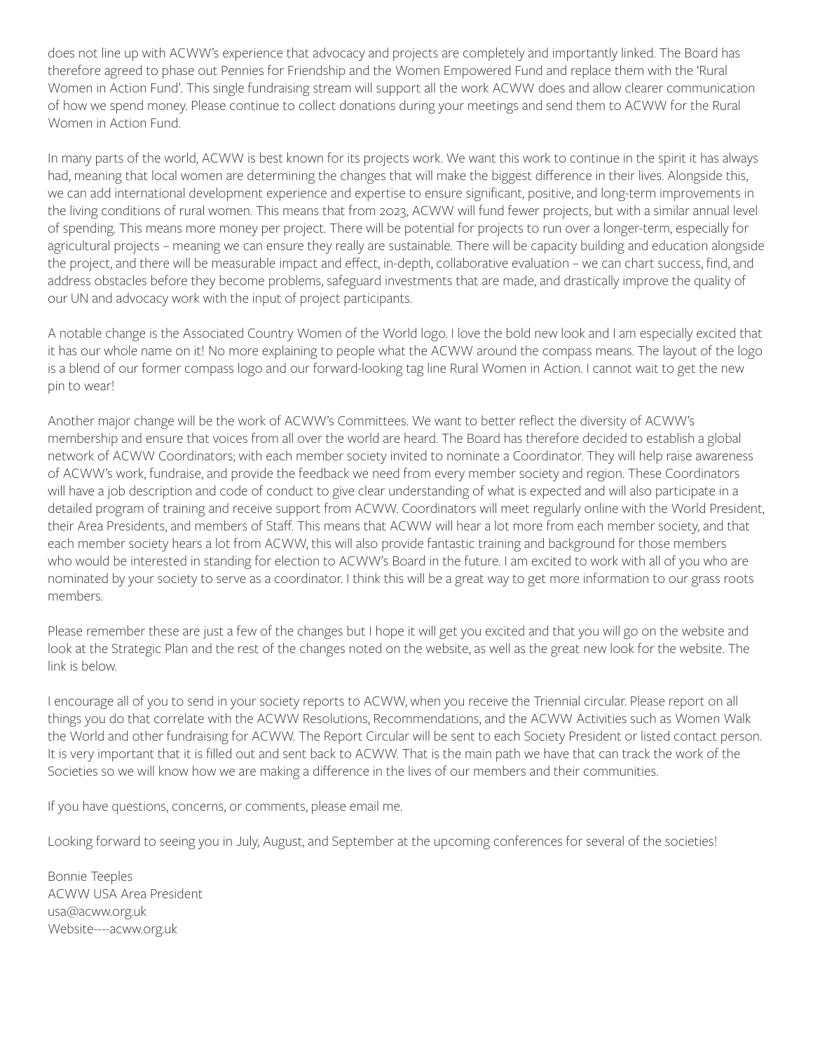does not line up with ACWW's experience that advocacy and projects are completely and importantly linked. The Board has therefore agreed to phase out Pennies for Friendship and the Women Empowered Fund and replace them with the 'Rural Women in Action Fund'. This single fundraising stream will support all the work ACWW does and allow clearer communication of how we spend money. Please continue to collect donations during your meetings and send them to ACWW for the Rural Women in Action Fund.

In many parts of the world, ACWW is best known for its projects work. We want this work to continue in the spirit it has always had, meaning that local women are determining the changes that will make the biggest difference in their lives. Alongside this, we can add international development experience and expertise to ensure significant, positive, and long-term improvements in the living conditions of rural women. This means that from 2023, ACWW will fund fewer projects, but with a similar annual level of spending. This means more money per project. There will be potential for projects to run over a longer-term, especially for agricultural projects – meaning we can ensure they really are sustainable. There will be capacity building and education alongside the project, and there will be measurable impact and effect, in-depth, collaborative evaluation – we can chart success, find, and address obstacles before they become problems, safeguard investments that are made, and drastically improve the quality of our UN and advocacy work with the input of project participants.

A notable change is the Associated Country Women of the World logo. I love the bold new look and I am especially excited that it has our whole name on it! No more explaining to people what the ACWW around the compass means. The layout of the logo is a blend of our former compass logo and our forward-looking tag line Rural Women in Action. I cannot wait to get the new pin to wear!

Another major change will be the work of ACWW's Committees. We want to better reflect the diversity of ACWW's membership and ensure that voices from all over the world are heard. The Board has therefore decided to establish a global network of ACWW Coordinators; with each member society invited to nominate a Coordinator. They will help raise awareness of ACWW's work, fundraise, and provide the feedback we need from every member society and region. These Coordinators will have a job description and code of conduct to give clear understanding of what is expected and will also participate in a detailed program of training and receive support from ACWW. Coordinators will meet regularly online with the World President, their Area Presidents, and members of Staff. This means that ACWW will hear a lot more from each member society, and that each member society hears a lot from ACWW, this will also provide fantastic training and background for those members who would be interested in standing for election to ACWW's Board in the future. I am excited to work with all of you who are nominated by your society to serve as a coordinator. I think this will be a great way to get more information to our grass roots members.

Please remember these are just a few of the changes but I hope it will get you excited and that you will go on the website and look at the Strategic Plan and the rest of the changes noted on the website, as well as the great new look for the website. The link is below.

I encourage all of you to send in your society reports to ACWW, when you receive the Triennial circular. Please report on all things you do that correlate with the ACWW Resolutions, Recommendations, and the ACWW Activities such as Women Walk the World and other fundraising for ACWW. The Report Circular will be sent to each Society President or listed contact person. It is very important that it is filled out and sent back to ACWW. That is the main path we have that can track the work of the Societies so we will know how we are making a difference in the lives of our members and their communities.

If you have questions, concerns, or comments, please email me.

Looking forward to seeing you in July, August, and September at the upcoming conferences for several of the societies!

Bonnie Teeples
ACWW USA Area President
usa@acww.org.uk
Website----acww.org.uk